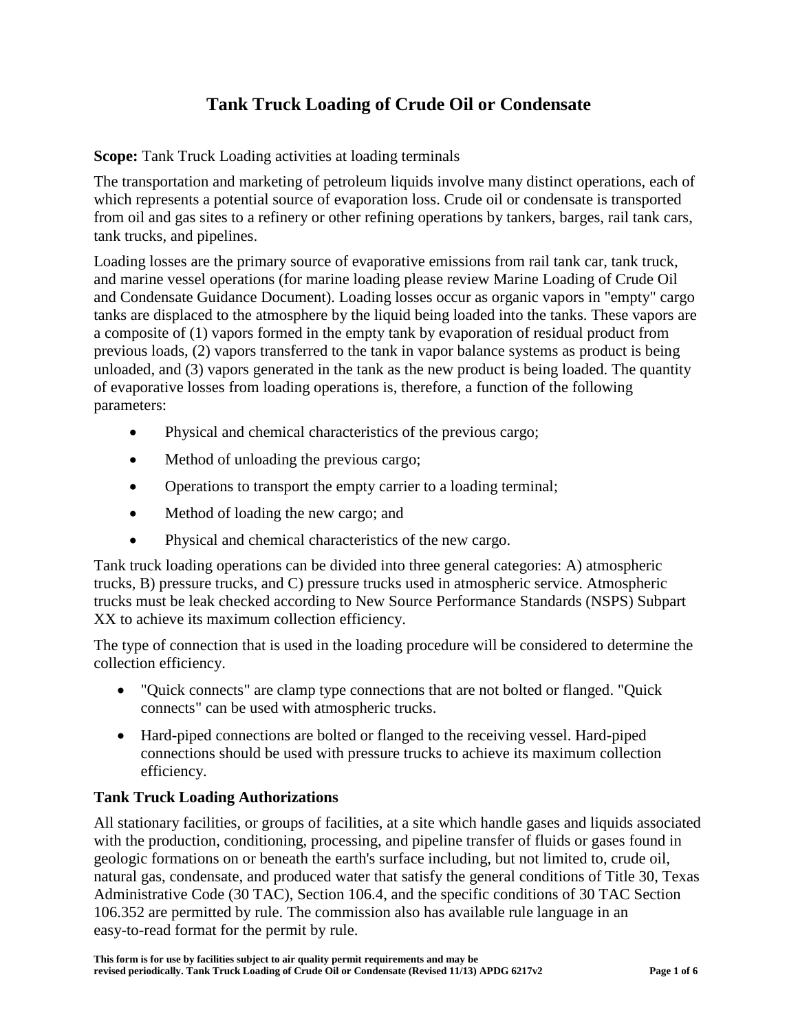# Tank Truck Loading of Crude Oil or Condensate

**Scope:** Tank Truck Loading activities at loading terminals

The transportation and marketing of petroleum liquids involve many distinct operations, each of which represents a potential source of evaporation loss. Crude oil or condensate is transported from oil and gas sites to a refinery or other refining operations by tankers, barges, rail tank cars, tank trucks, and pipelines.

Loading losses are the primary source of evaporative emissions from rail tank car, tank truck, and marine vessel operations (for marine loading please review Marine Loading of Crude Oil and Condensate Guidance Document). Loading losses occur as organic vapors in "empty" cargo tanks are displaced to the atmosphere by the liquid being loaded into the tanks. These vapors are a composite of (1) vapors formed in the empty tank by evaporation of residual product from previous loads, (2) vapors transferred to the tank in vapor balance systems as product is being unloaded, and (3) vapors generated in the tank as the new product is being loaded. The quantity of evaporative losses from loading operations is, therefore, a function of the following parameters:

- Physical and chemical characteristics of the previous cargo;
- Method of unloading the previous cargo;
- Operations to transport the empty carrier to a loading terminal;
- Method of loading the new cargo; and
- Physical and chemical characteristics of the new cargo.

Tank truck loading operations can be divided into three general categories: A) atmospheric trucks, B) pressure trucks, and C) pressure trucks used in atmospheric service. Atmospheric trucks must be leak checked according to New Source Performance Standards (NSPS) Subpart XX to achieve its maximum collection efficiency.

The type of connection that is used in the loading procedure will be considered to determine the collection efficiency.

- "Quick connects" are clamp type connections that are not bolted or flanged. "Quick connects" can be used with atmospheric trucks.
- Hard-piped connections are bolted or flanged to the receiving vessel. Hard-piped connections should be used with pressure trucks to achieve its maximum collection efficiency.

## Tank Truck Loading Authorizations

All stationary facilities, or groups of facilities, at a site which handle gases and liquids associated with the production, conditioning, processing, and pipeline transfer of fluids or gases found in geologic formations on or beneath the earth's surface including, but not limited to, crude oil, natural gas, condensate, and produced water that satisfy the general conditions of Title 30, Texas Administrative Code (30 TAC), Section 106.4, and the specific conditions of 30 TAC Section 106.352 are permitted by rule. The commission also has available rule language in an easy-to-read format for the permit by rule.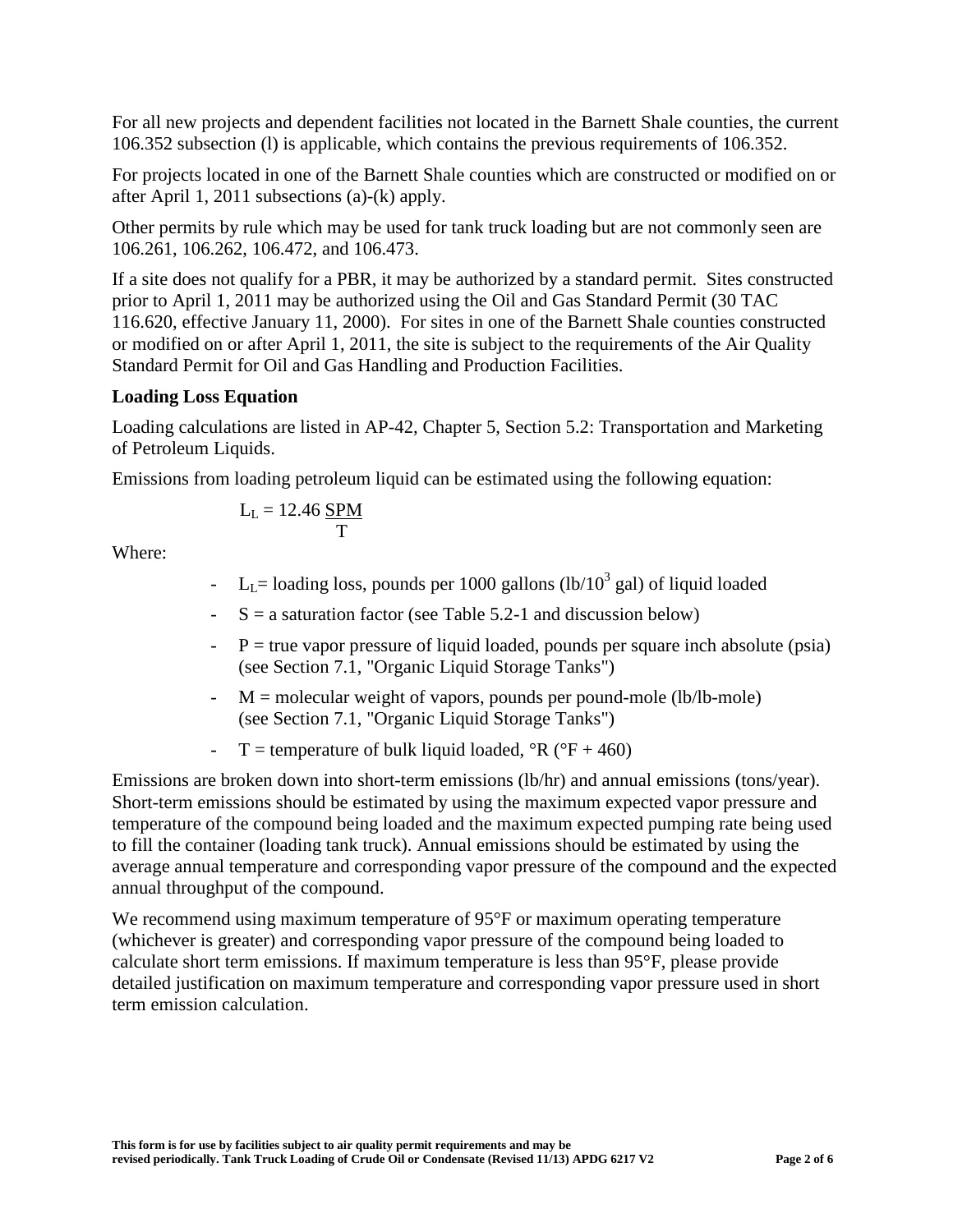For all new projects and dependent facilities not located in the Barnett Shale counties, the current 106.352 subsection (l) is applicable, which contains the previous requirements of 106.352.

For projects located in one of the Barnett Shale counties which are constructed or modified on or after April 1, 2011 subsections (a)-(k) apply.

Other permits by rule which may be used for tank truck loading but are not commonly seen are 106.261, 106.262, 106.472, and 106.473.

If a site does not qualify for a PBR, it may be authorized by a standard permit. Sites constructed prior to April 1, 2011 may be authorized using the Oil and Gas Standard Permit (30 TAC 116.620, effective January 11, 2000). For sites in one of the Barnett Shale counties constructed or modified on or after April 1, 2011, the site is subject to the requirements of the Air Quality Standard Permit for Oil and Gas Handling and Production Facilities.

**Loading Loss Equation**

Loading calculations are listed in AP-42, Chapter 5, Section 5.2: Transportation and Marketing of Petroleum Liquids.

Emissions from loading petroleum liquid can be estimated using the following equation:

$$L_L = 12.46 \frac{SPM}{T}$$

Where:

- $L_L$= loading loss, pounds per 1000 gallons (lb/$10^3$ gal) of liquid loaded
- S = a saturation factor (see Table 5.2-1 and discussion below)
- P = true vapor pressure of liquid loaded, pounds per square inch absolute (psia) (see Section 7.1, "Organic Liquid Storage Tanks")
- M = molecular weight of vapors, pounds per pound-mole (lb/lb-mole) (see Section 7.1, "Organic Liquid Storage Tanks")
- T = temperature of bulk liquid loaded, °R (°F + 460)

Emissions are broken down into short-term emissions (lb/hr) and annual emissions (tons/year). Short-term emissions should be estimated by using the maximum expected vapor pressure and temperature of the compound being loaded and the maximum expected pumping rate being used to fill the container (loading tank truck). Annual emissions should be estimated by using the average annual temperature and corresponding vapor pressure of the compound and the expected annual throughput of the compound.

We recommend using maximum temperature of 95°F or maximum operating temperature (whichever is greater) and corresponding vapor pressure of the compound being loaded to calculate short term emissions. If maximum temperature is less than 95°F, please provide detailed justification on maximum temperature and corresponding vapor pressure used in short term emission calculation.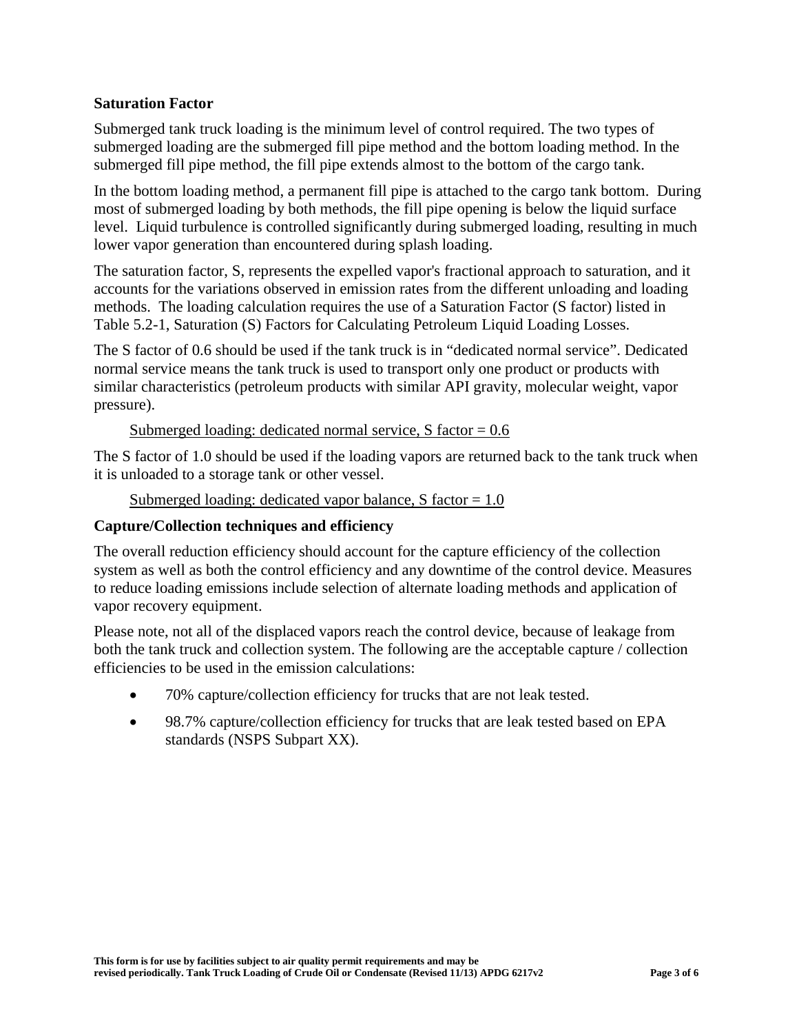### Saturation Factor

Submerged tank truck loading is the minimum level of control required. The two types of submerged loading are the submerged fill pipe method and the bottom loading method. In the submerged fill pipe method, the fill pipe extends almost to the bottom of the cargo tank.

In the bottom loading method, a permanent fill pipe is attached to the cargo tank bottom. During most of submerged loading by both methods, the fill pipe opening is below the liquid surface level. Liquid turbulence is controlled significantly during submerged loading, resulting in much lower vapor generation than encountered during splash loading.

The saturation factor, S, represents the expelled vapor's fractional approach to saturation, and it accounts for the variations observed in emission rates from the different unloading and loading methods. The loading calculation requires the use of a Saturation Factor (S factor) listed in Table 5.2-1, Saturation (S) Factors for Calculating Petroleum Liquid Loading Losses.

The S factor of 0.6 should be used if the tank truck is in "dedicated normal service". Dedicated normal service means the tank truck is used to transport only one product or products with similar characteristics (petroleum products with similar API gravity, molecular weight, vapor pressure).

<u>Submerged loading: dedicated normal service, S factor = 0.6</u>

The S factor of 1.0 should be used if the loading vapors are returned back to the tank truck when it is unloaded to a storage tank or other vessel.

<u>Submerged loading: dedicated vapor balance, S factor = 1.0</u>

### Capture/Collection techniques and efficiency

The overall reduction efficiency should account for the capture efficiency of the collection system as well as both the control efficiency and any downtime of the control device. Measures to reduce loading emissions include selection of alternate loading methods and application of vapor recovery equipment.

Please note, not all of the displaced vapors reach the control device, because of leakage from both the tank truck and collection system. The following are the acceptable capture / collection efficiencies to be used in the emission calculations:

- 70% capture/collection efficiency for trucks that are not leak tested.
- 98.7% capture/collection efficiency for trucks that are leak tested based on EPA standards (NSPS Subpart XX).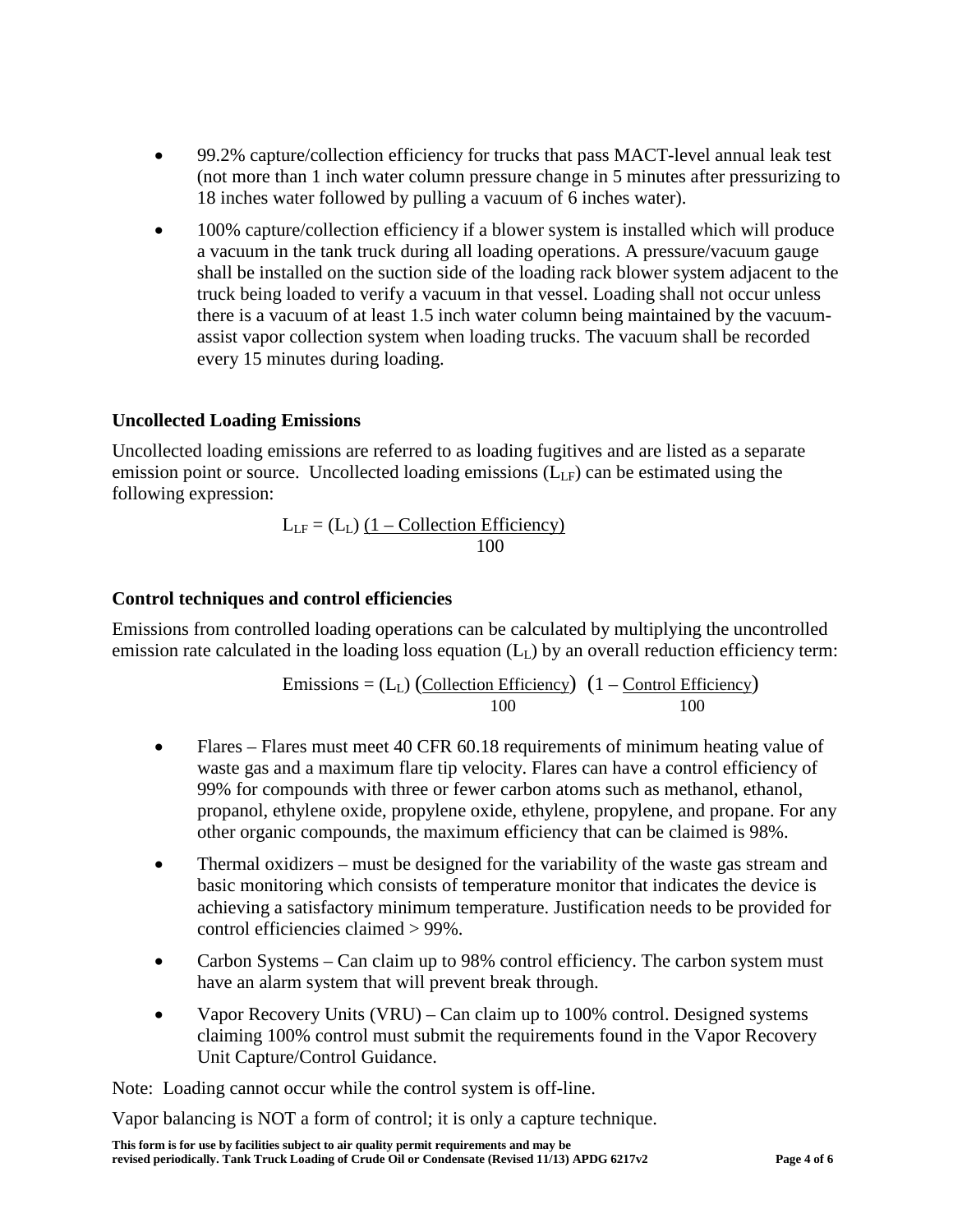- 99.2% capture/collection efficiency for trucks that pass MACT-level annual leak test (not more than 1 inch water column pressure change in 5 minutes after pressurizing to 18 inches water followed by pulling a vacuum of 6 inches water).
- 100% capture/collection efficiency if a blower system is installed which will produce a vacuum in the tank truck during all loading operations. A pressure/vacuum gauge shall be installed on the suction side of the loading rack blower system adjacent to the truck being loaded to verify a vacuum in that vessel. Loading shall not occur unless there is a vacuum of at least 1.5 inch water column being maintained by the vacuum-assist vapor collection system when loading trucks. The vacuum shall be recorded every 15 minutes during loading.

### Uncollected Loading Emissions

Uncollected loading emissions are referred to as loading fugitives and are listed as a separate emission point or source. Uncollected loading emissions ($L_{LF}$) can be estimated using the following expression:

$$L_{LF} = (L_L)\,\frac{(1 - \text{Collection Efficiency})}{100}$$

### Control techniques and control efficiencies

Emissions from controlled loading operations can be calculated by multiplying the uncontrolled emission rate calculated in the loading loss equation ($L_L$) by an overall reduction efficiency term:

$$\text{Emissions} = (L_L)\left(\frac{\text{Collection Efficiency}}{100}\right)\left(1 - \frac{\text{Control Efficiency}}{100}\right)$$

- Flares – Flares must meet 40 CFR 60.18 requirements of minimum heating value of waste gas and a maximum flare tip velocity. Flares can have a control efficiency of 99% for compounds with three or fewer carbon atoms such as methanol, ethanol, propanol, ethylene oxide, propylene oxide, ethylene, propylene, and propane. For any other organic compounds, the maximum efficiency that can be claimed is 98%.
- Thermal oxidizers – must be designed for the variability of the waste gas stream and basic monitoring which consists of temperature monitor that indicates the device is achieving a satisfactory minimum temperature. Justification needs to be provided for control efficiencies claimed > 99%.
- Carbon Systems – Can claim up to 98% control efficiency. The carbon system must have an alarm system that will prevent break through.
- Vapor Recovery Units (VRU) – Can claim up to 100% control. Designed systems claiming 100% control must submit the requirements found in the Vapor Recovery Unit Capture/Control Guidance.

Note: Loading cannot occur while the control system is off-line.

Vapor balancing is NOT a form of control; it is only a capture technique.

**This form is for use by facilities subject to air quality permit requirements and may be revised periodically. Tank Truck Loading of Crude Oil or Condensate (Revised 11/13) APDG 6217v2**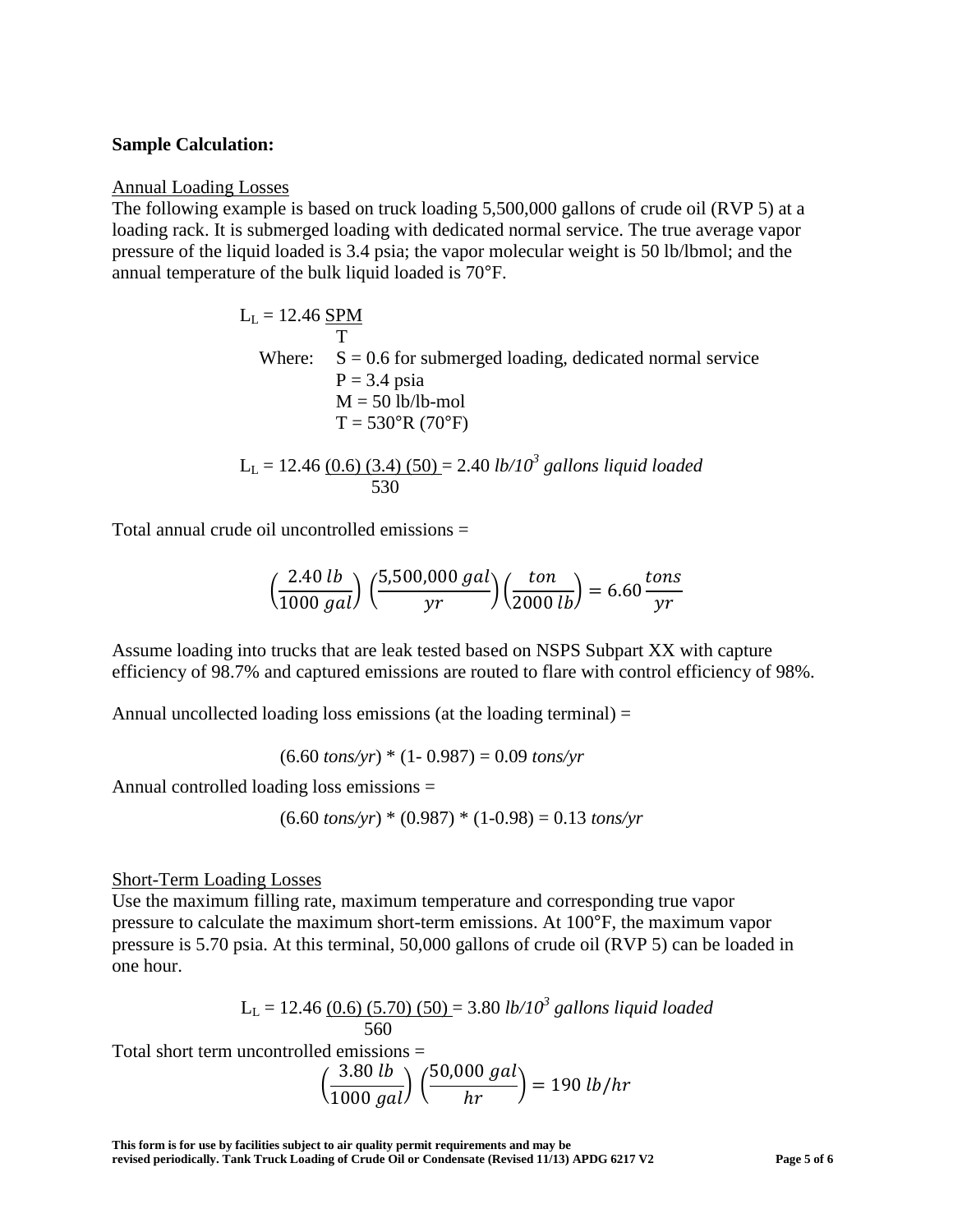**Sample Calculation:**

Annual Loading Losses

The following example is based on truck loading 5,500,000 gallons of crude oil (RVP 5) at a loading rack. It is submerged loading with dedicated normal service. The true average vapor pressure of the liquid loaded is 3.4 psia; the vapor molecular weight is 50 lb/lbmol; and the annual temperature of the bulk liquid loaded is 70°F.

$$L_L = 12.46 \frac{SPM}{T}$$

Where:
- $S = 0.6$ for submerged loading, dedicated normal service
- $P = 3.4$ psia
- $M = 50$ lb/lb-mol
- $T = 530°R$ (70°F)

$$L_L = 12.46 \frac{(0.6)\,(3.4)\,(50)}{530} = 2.40 \; lb/10^3 \; gallons \; liquid \; loaded$$

Total annual crude oil uncontrolled emissions =

$$\left(\frac{2.40\, lb}{1000\, gal}\right)\left(\frac{5{,}500{,}000\, gal}{yr}\right)\left(\frac{ton}{2000\, lb}\right) = 6.60\, \frac{tons}{yr}$$

Assume loading into trucks that are leak tested based on NSPS Subpart XX with capture efficiency of 98.7% and captured emissions are routed to flare with control efficiency of 98%.

Annual uncollected loading loss emissions (at the loading terminal) =

$$(6.60 \; tons/yr) * (1 - 0.987) = 0.09 \; tons/yr$$

Annual controlled loading loss emissions =

$$(6.60 \; tons/yr) * (0.987) * (1 - 0.98) = 0.13 \; tons/yr$$

Short-Term Loading Losses

Use the maximum filling rate, maximum temperature and corresponding true vapor pressure to calculate the maximum short-term emissions. At 100°F, the maximum vapor pressure is 5.70 psia. At this terminal, 50,000 gallons of crude oil (RVP 5) can be loaded in one hour.

$$L_L = 12.46 \frac{(0.6)\,(5.70)\,(50)}{560} = 3.80 \; lb/10^3 \; gallons \; liquid \; loaded$$

Total short term uncontrolled emissions =

$$\left(\frac{3.80\, lb}{1000\, gal}\right)\left(\frac{50{,}000\, gal}{hr}\right) = 190\; lb/hr$$

**This form is for use by facilities subject to air quality permit requirements and may be revised periodically. Tank Truck Loading of Crude Oil or Condensate (Revised 11/13) APDG 6217 V2**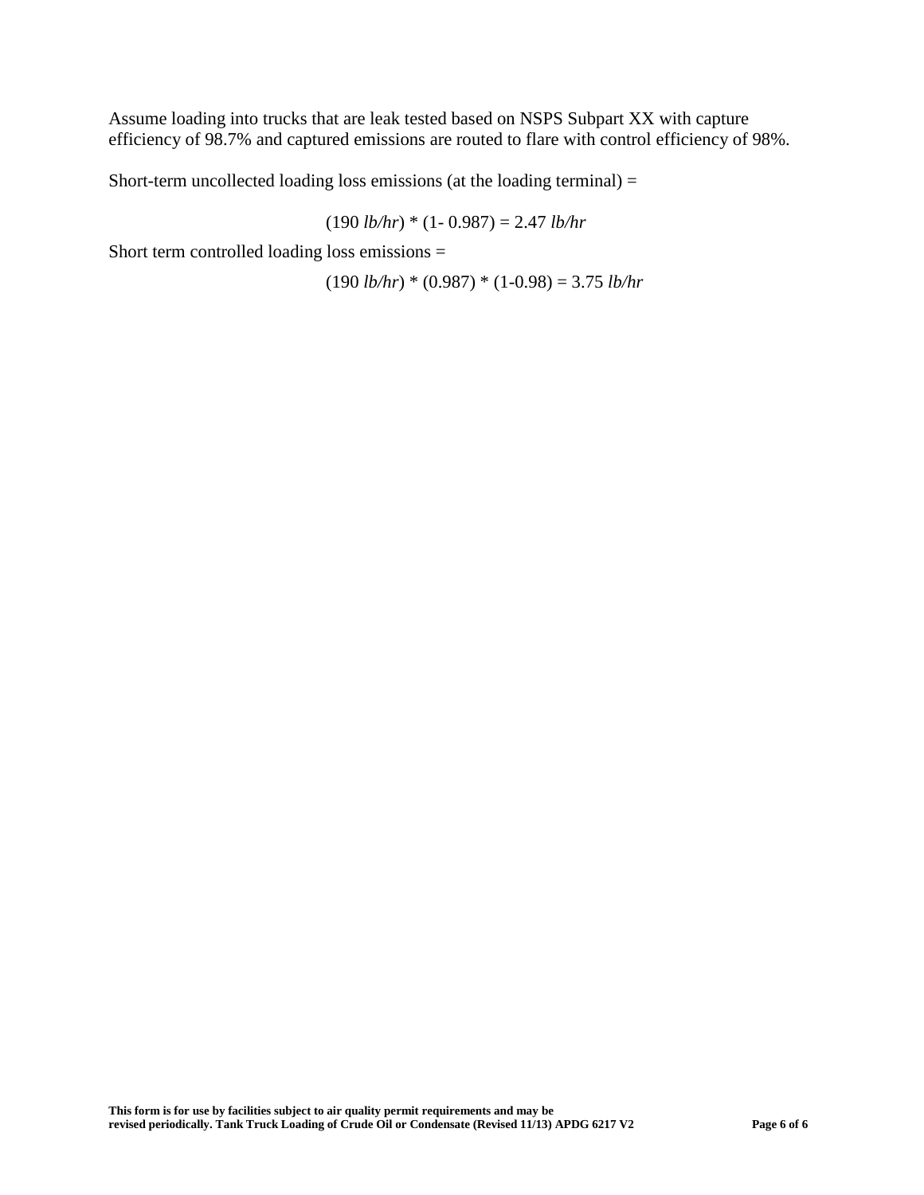Assume loading into trucks that are leak tested based on NSPS Subpart XX with capture efficiency of 98.7% and captured emissions are routed to flare with control efficiency of 98%.

Short-term uncollected loading loss emissions (at the loading terminal) =

$$(190\ lb/hr) * (1 - 0.987) = 2.47\ lb/hr$$

Short term controlled loading loss emissions =

$$(190\ lb/hr) * (0.987) * (1 - 0.98) = 3.75\ lb/hr$$